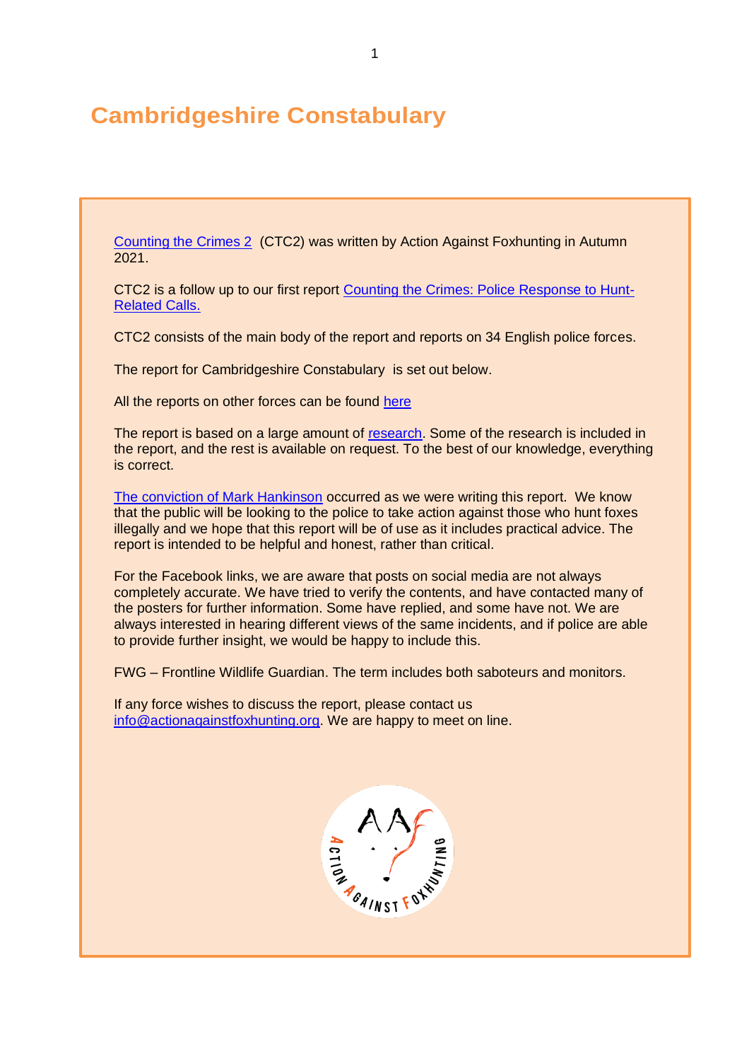# Cambridgeshire Constabulary

Counting the Crimes 2 (CTC2) was written by Action Against Foxhunting in Autumn 2021.

CTC2 is a follow up to our first report Counting the Crimes: Police Response to Hunt-Related Calls.

CTC2 consists of the main body of the report and reports on 34 English police forces.

The report for Cambridgeshire Constabulary is set out below.

All the reports on other forces can be found here

The report is based on a large amount of research. Some of the research is included in the report, and the rest is available on request. To the best of our knowledge, everything is correct.

The conviction of Mark Hankinson occurred as we were writing this report. We know that the public will be looking to the police to take action against those who hunt foxes illegally and we hope that this report will be of use as it includes practical advice. The report is intended to be helpful and honest, rather than critical.

For the Facebook links, we are aware that posts on social media are not always completely accurate. We have tried to verify the contents, and have contacted many of the posters for further information. Some have replied, and some have not. We are always interested in hearing different views of the same incidents, and if police are able to provide further insight, we would be happy to include this.

FWG – Frontline Wildlife Guardian. The term includes both saboteurs and monitors.

If any force wishes to discuss the report, please contact us info@actionagainstfoxhunting.org. We are happy to meet on line.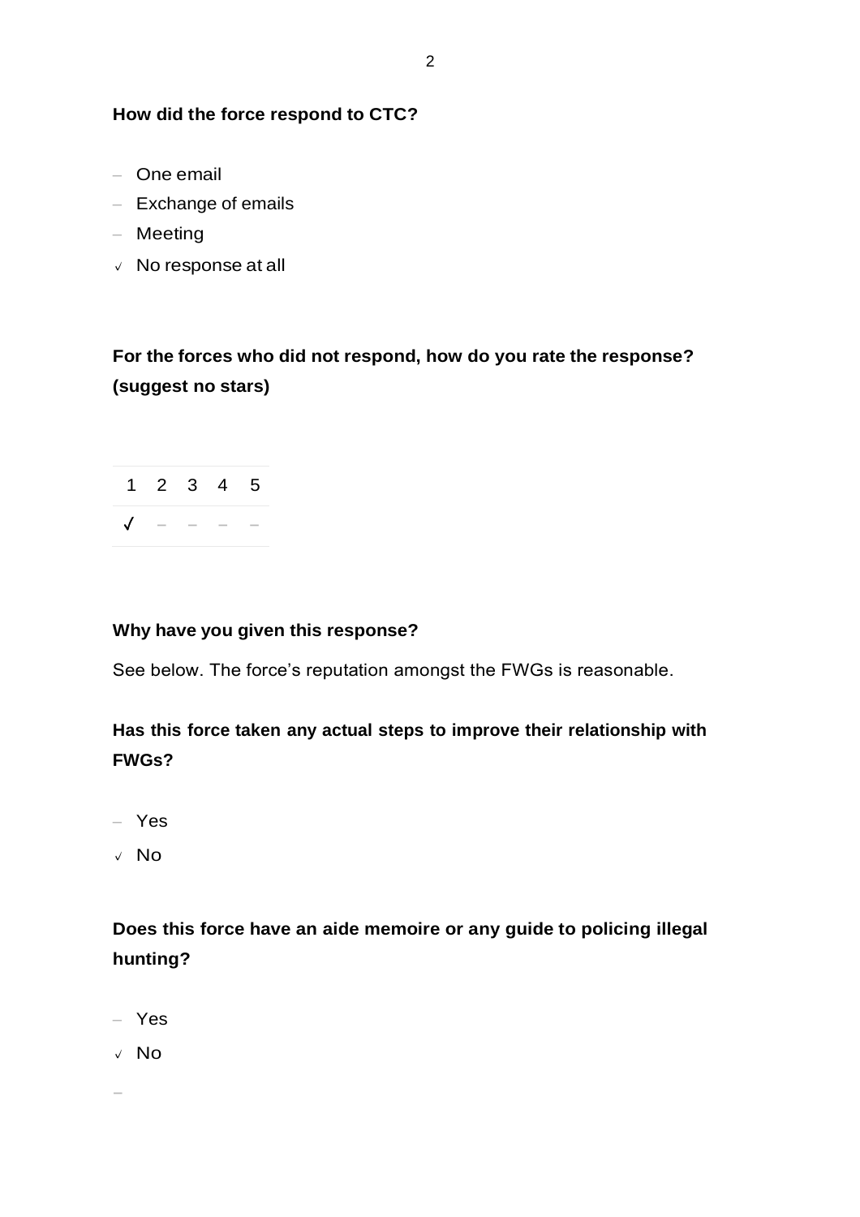**How did the force respond to CTC?**

- – One email
- – Exchange of emails
- – Meeting
- √ No response at all

**For the forces who did not respond, how do you rate the response? (suggest no stars)**

| 1 | 2 | 3 | 4 | 5 |
|---|---|---|---|---|
| √ | – | – | – | – |

**Why have you given this response?**

See below. The force's reputation amongst the FWGs is reasonable.

**Has this force taken any actual steps to improve their relationship with FWGs?**

- – Yes
- √ No

**Does this force have an aide memoire or any guide to policing illegal hunting?**

- – Yes
- √ No
- –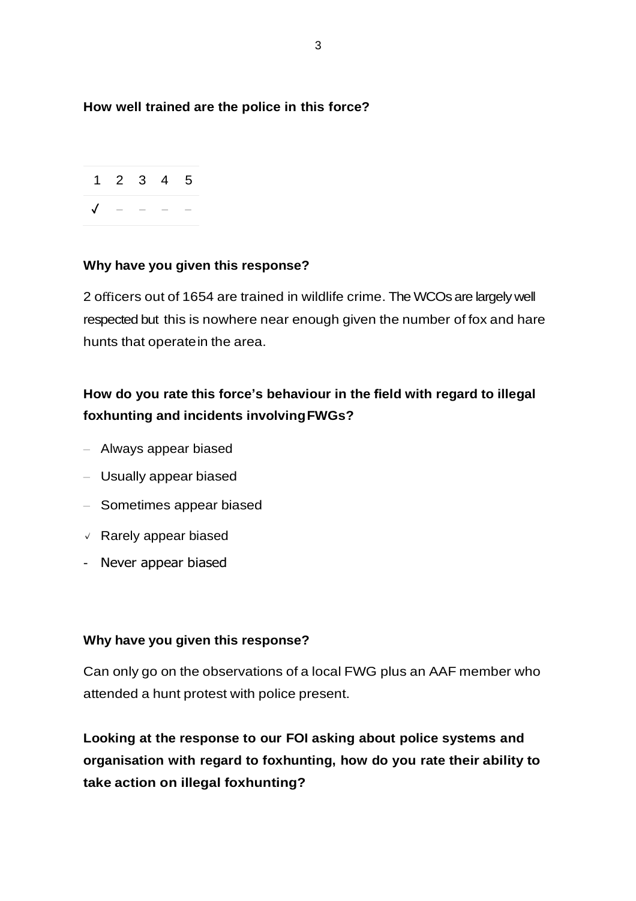**How well trained are the police in this force?**

| 1 | 2 | 3 | 4 | 5 |
|---|---|---|---|---|
| ✓ | – | – | – | – |

**Why have you given this response?**

2 officers out of 1654 are trained in wildlife crime. The WCOs are largely well respected but this is nowhere near enough given the number of fox and hare hunts that operatein the area.

**How do you rate this force's behaviour in the field with regard to illegal foxhunting and incidents involvingFWGs?**

- – Always appear biased
- – Usually appear biased
- – Sometimes appear biased
- ✓ Rarely appear biased
- \- Never appear biased

**Why have you given this response?**

Can only go on the observations of a local FWG plus an AAF member who attended a hunt protest with police present.

**Looking at the response to our FOI asking about police systems and organisation with regard to foxhunting, how do you rate their ability to take action on illegal foxhunting?**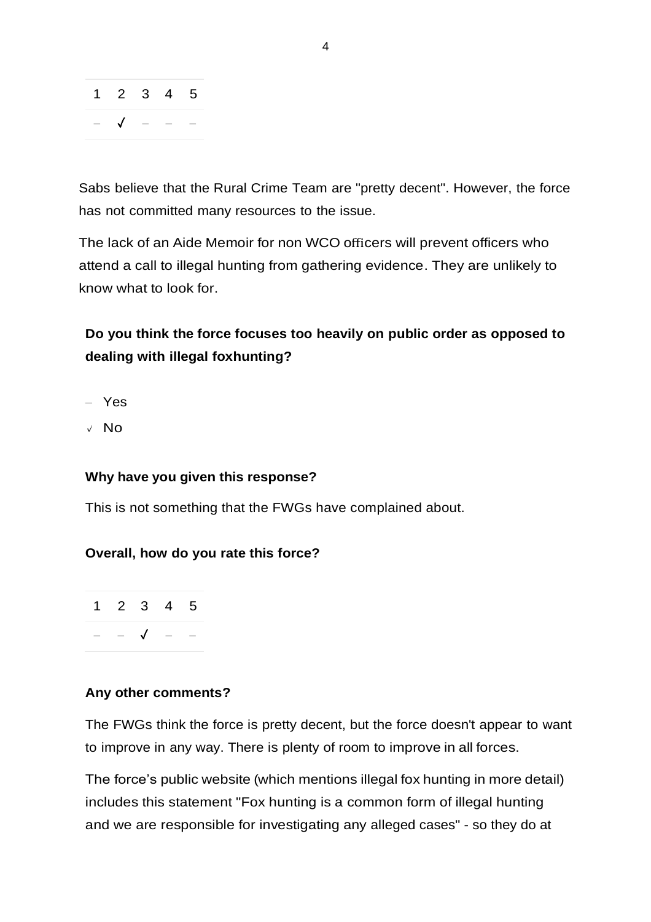| 1 | 2 | 3 | 4 | 5 |
|---|---|---|---|---|
| – | ✓ | – | – | – |

Sabs believe that the Rural Crime Team are "pretty decent". However, the force has not committed many resources to the issue.

The lack of an Aide Memoir for non WCO officers will prevent officers who attend a call to illegal hunting from gathering evidence. They are unlikely to know what to look for.

**Do you think the force focuses too heavily on public order as opposed to dealing with illegal foxhunting?**

– Yes

✓ No

**Why have you given this response?**

This is not something that the FWGs have complained about.

**Overall, how do you rate this force?**

| 1 | 2 | 3 | 4 | 5 |
|---|---|---|---|---|
| – | – | ✓ | – | – |

**Any other comments?**

The FWGs think the force is pretty decent, but the force doesn't appear to want to improve in any way. There is plenty of room to improve in all forces.

The force's public website (which mentions illegal fox hunting in more detail) includes this statement "Fox hunting is a common form of illegal hunting and we are responsible for investigating any alleged cases" - so they do at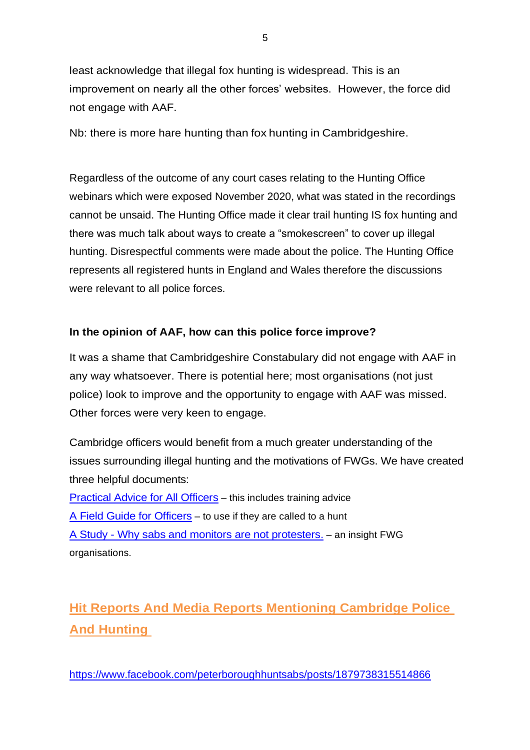least acknowledge that illegal fox hunting is widespread. This is an improvement on nearly all the other forces' websites. However, the force did not engage with AAF.

Nb: there is more hare hunting than fox hunting in Cambridgeshire.

Regardless of the outcome of any court cases relating to the Hunting Office webinars which were exposed November 2020, what was stated in the recordings cannot be unsaid. The Hunting Office made it clear trail hunting IS fox hunting and there was much talk about ways to create a "smokescreen" to cover up illegal hunting. Disrespectful comments were made about the police. The Hunting Office represents all registered hunts in England and Wales therefore the discussions were relevant to all police forces.

**In the opinion of AAF, how can this police force improve?**

It was a shame that Cambridgeshire Constabulary did not engage with AAF in any way whatsoever. There is potential here; most organisations (not just police) look to improve and the opportunity to engage with AAF was missed. Other forces were very keen to engage.

Cambridge officers would benefit from a much greater understanding of the issues surrounding illegal hunting and the motivations of FWGs. We have created three helpful documents:

[Practical Advice for All Officers](#) – this includes training advice
[A Field Guide for Officers](#) – to use if they are called to a hunt
[A Study - Why sabs and monitors are not protesters.](#) – an insight FWG organisations.

## Hit Reports And Media Reports Mentioning Cambridge Police And Hunting

https://www.facebook.com/peterboroughhuntsabs/posts/1879738315514866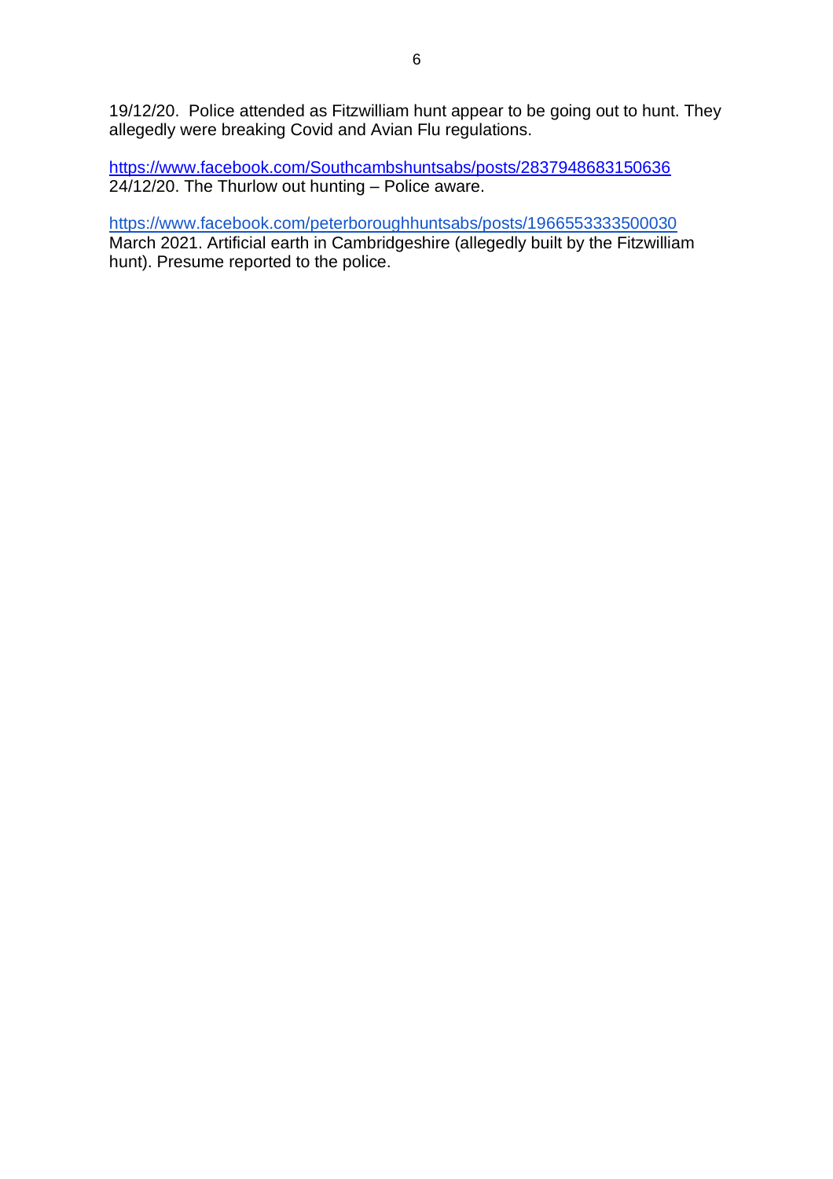19/12/20. Police attended as Fitzwilliam hunt appear to be going out to hunt. They allegedly were breaking Covid and Avian Flu regulations.

https://www.facebook.com/Southcambshuntsabs/posts/2837948683150636
24/12/20. The Thurlow out hunting – Police aware.

https://www.facebook.com/peterboroughhuntsabs/posts/1966553333500030
March 2021. Artificial earth in Cambridgeshire (allegedly built by the Fitzwilliam hunt). Presume reported to the police.